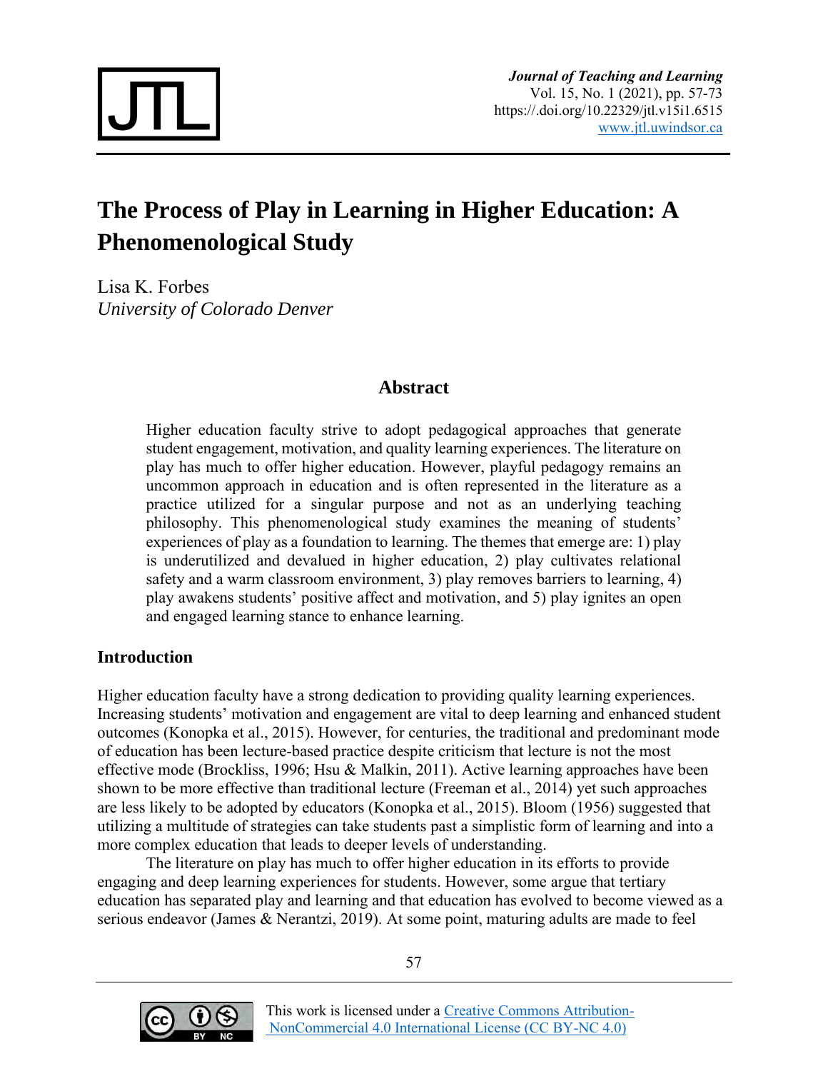# The Process of Play in Learning in Higher Education: A Phenomenological Study

Lisa K. Forbes
*University of Colorado Denver*

## Abstract

Higher education faculty strive to adopt pedagogical approaches that generate student engagement, motivation, and quality learning experiences. The literature on play has much to offer higher education. However, playful pedagogy remains an uncommon approach in education and is often represented in the literature as a practice utilized for a singular purpose and not as an underlying teaching philosophy. This phenomenological study examines the meaning of students' experiences of play as a foundation to learning. The themes that emerge are: 1) play is underutilized and devalued in higher education, 2) play cultivates relational safety and a warm classroom environment, 3) play removes barriers to learning, 4) play awakens students' positive affect and motivation, and 5) play ignites an open and engaged learning stance to enhance learning.

## Introduction

Higher education faculty have a strong dedication to providing quality learning experiences. Increasing students' motivation and engagement are vital to deep learning and enhanced student outcomes (Konopka et al., 2015). However, for centuries, the traditional and predominant mode of education has been lecture-based practice despite criticism that lecture is not the most effective mode (Brockliss, 1996; Hsu & Malkin, 2011). Active learning approaches have been shown to be more effective than traditional lecture (Freeman et al., 2014) yet such approaches are less likely to be adopted by educators (Konopka et al., 2015). Bloom (1956) suggested that utilizing a multitude of strategies can take students past a simplistic form of learning and into a more complex education that leads to deeper levels of understanding.

The literature on play has much to offer higher education in its efforts to provide engaging and deep learning experiences for students. However, some argue that tertiary education has separated play and learning and that education has evolved to become viewed as a serious endeavor (James & Nerantzi, 2019). At some point, maturing adults are made to feel

This work is licensed under a Creative Commons Attribution-NonCommercial 4.0 International License (CC BY-NC 4.0)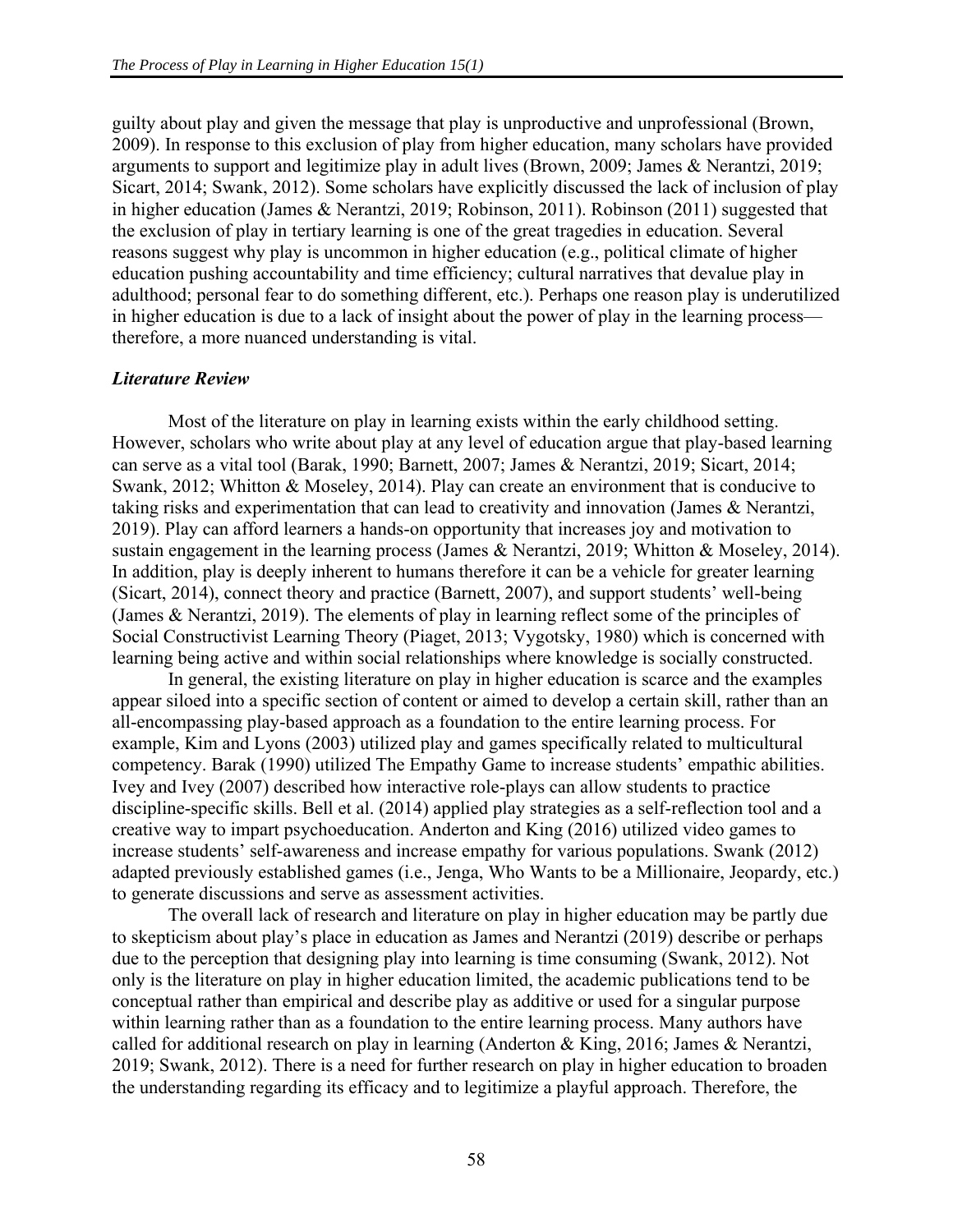guilty about play and given the message that play is unproductive and unprofessional (Brown, 2009). In response to this exclusion of play from higher education, many scholars have provided arguments to support and legitimize play in adult lives (Brown, 2009; James & Nerantzi, 2019; Sicart, 2014; Swank, 2012). Some scholars have explicitly discussed the lack of inclusion of play in higher education (James & Nerantzi, 2019; Robinson, 2011). Robinson (2011) suggested that the exclusion of play in tertiary learning is one of the great tragedies in education. Several reasons suggest why play is uncommon in higher education (e.g., political climate of higher education pushing accountability and time efficiency; cultural narratives that devalue play in adulthood; personal fear to do something different, etc.). Perhaps one reason play is underutilized in higher education is due to a lack of insight about the power of play in the learning process—therefore, a more nuanced understanding is vital.

### *Literature Review*

Most of the literature on play in learning exists within the early childhood setting. However, scholars who write about play at any level of education argue that play-based learning can serve as a vital tool (Barak, 1990; Barnett, 2007; James & Nerantzi, 2019; Sicart, 2014; Swank, 2012; Whitton & Moseley, 2014). Play can create an environment that is conducive to taking risks and experimentation that can lead to creativity and innovation (James & Nerantzi, 2019). Play can afford learners a hands-on opportunity that increases joy and motivation to sustain engagement in the learning process (James & Nerantzi, 2019; Whitton & Moseley, 2014). In addition, play is deeply inherent to humans therefore it can be a vehicle for greater learning (Sicart, 2014), connect theory and practice (Barnett, 2007), and support students' well-being (James & Nerantzi, 2019). The elements of play in learning reflect some of the principles of Social Constructivist Learning Theory (Piaget, 2013; Vygotsky, 1980) which is concerned with learning being active and within social relationships where knowledge is socially constructed.

In general, the existing literature on play in higher education is scarce and the examples appear siloed into a specific section of content or aimed to develop a certain skill, rather than an all-encompassing play-based approach as a foundation to the entire learning process. For example, Kim and Lyons (2003) utilized play and games specifically related to multicultural competency. Barak (1990) utilized The Empathy Game to increase students' empathic abilities. Ivey and Ivey (2007) described how interactive role-plays can allow students to practice discipline-specific skills. Bell et al. (2014) applied play strategies as a self-reflection tool and a creative way to impart psychoeducation. Anderton and King (2016) utilized video games to increase students' self-awareness and increase empathy for various populations. Swank (2012) adapted previously established games (i.e., Jenga, Who Wants to be a Millionaire, Jeopardy, etc.) to generate discussions and serve as assessment activities.

The overall lack of research and literature on play in higher education may be partly due to skepticism about play's place in education as James and Nerantzi (2019) describe or perhaps due to the perception that designing play into learning is time consuming (Swank, 2012). Not only is the literature on play in higher education limited, the academic publications tend to be conceptual rather than empirical and describe play as additive or used for a singular purpose within learning rather than as a foundation to the entire learning process. Many authors have called for additional research on play in learning (Anderton & King, 2016; James & Nerantzi, 2019; Swank, 2012). There is a need for further research on play in higher education to broaden the understanding regarding its efficacy and to legitimize a playful approach. Therefore, the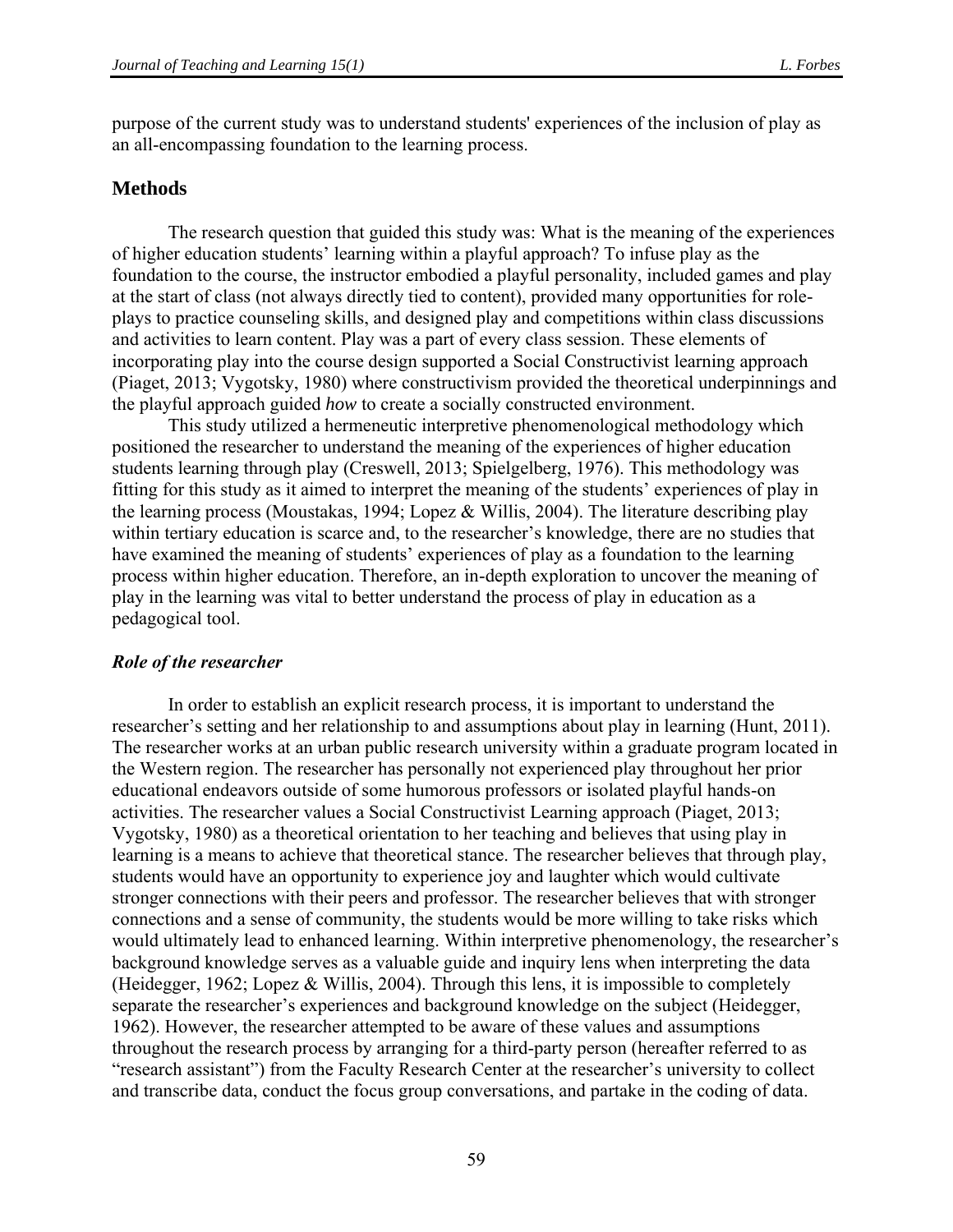purpose of the current study was to understand students' experiences of the inclusion of play as an all-encompassing foundation to the learning process.

## Methods

The research question that guided this study was: What is the meaning of the experiences of higher education students' learning within a playful approach? To infuse play as the foundation to the course, the instructor embodied a playful personality, included games and play at the start of class (not always directly tied to content), provided many opportunities for role-plays to practice counseling skills, and designed play and competitions within class discussions and activities to learn content. Play was a part of every class session. These elements of incorporating play into the course design supported a Social Constructivist learning approach (Piaget, 2013; Vygotsky, 1980) where constructivism provided the theoretical underpinnings and the playful approach guided *how* to create a socially constructed environment.

This study utilized a hermeneutic interpretive phenomenological methodology which positioned the researcher to understand the meaning of the experiences of higher education students learning through play (Creswell, 2013; Spielgelberg, 1976). This methodology was fitting for this study as it aimed to interpret the meaning of the students' experiences of play in the learning process (Moustakas, 1994; Lopez & Willis, 2004). The literature describing play within tertiary education is scarce and, to the researcher's knowledge, there are no studies that have examined the meaning of students' experiences of play as a foundation to the learning process within higher education. Therefore, an in-depth exploration to uncover the meaning of play in the learning was vital to better understand the process of play in education as a pedagogical tool.

### *Role of the researcher*

In order to establish an explicit research process, it is important to understand the researcher's setting and her relationship to and assumptions about play in learning (Hunt, 2011). The researcher works at an urban public research university within a graduate program located in the Western region. The researcher has personally not experienced play throughout her prior educational endeavors outside of some humorous professors or isolated playful hands-on activities. The researcher values a Social Constructivist Learning approach (Piaget, 2013; Vygotsky, 1980) as a theoretical orientation to her teaching and believes that using play in learning is a means to achieve that theoretical stance. The researcher believes that through play, students would have an opportunity to experience joy and laughter which would cultivate stronger connections with their peers and professor. The researcher believes that with stronger connections and a sense of community, the students would be more willing to take risks which would ultimately lead to enhanced learning. Within interpretive phenomenology, the researcher's background knowledge serves as a valuable guide and inquiry lens when interpreting the data (Heidegger, 1962; Lopez & Willis, 2004). Through this lens, it is impossible to completely separate the researcher's experiences and background knowledge on the subject (Heidegger, 1962). However, the researcher attempted to be aware of these values and assumptions throughout the research process by arranging for a third-party person (hereafter referred to as "research assistant") from the Faculty Research Center at the researcher's university to collect and transcribe data, conduct the focus group conversations, and partake in the coding of data.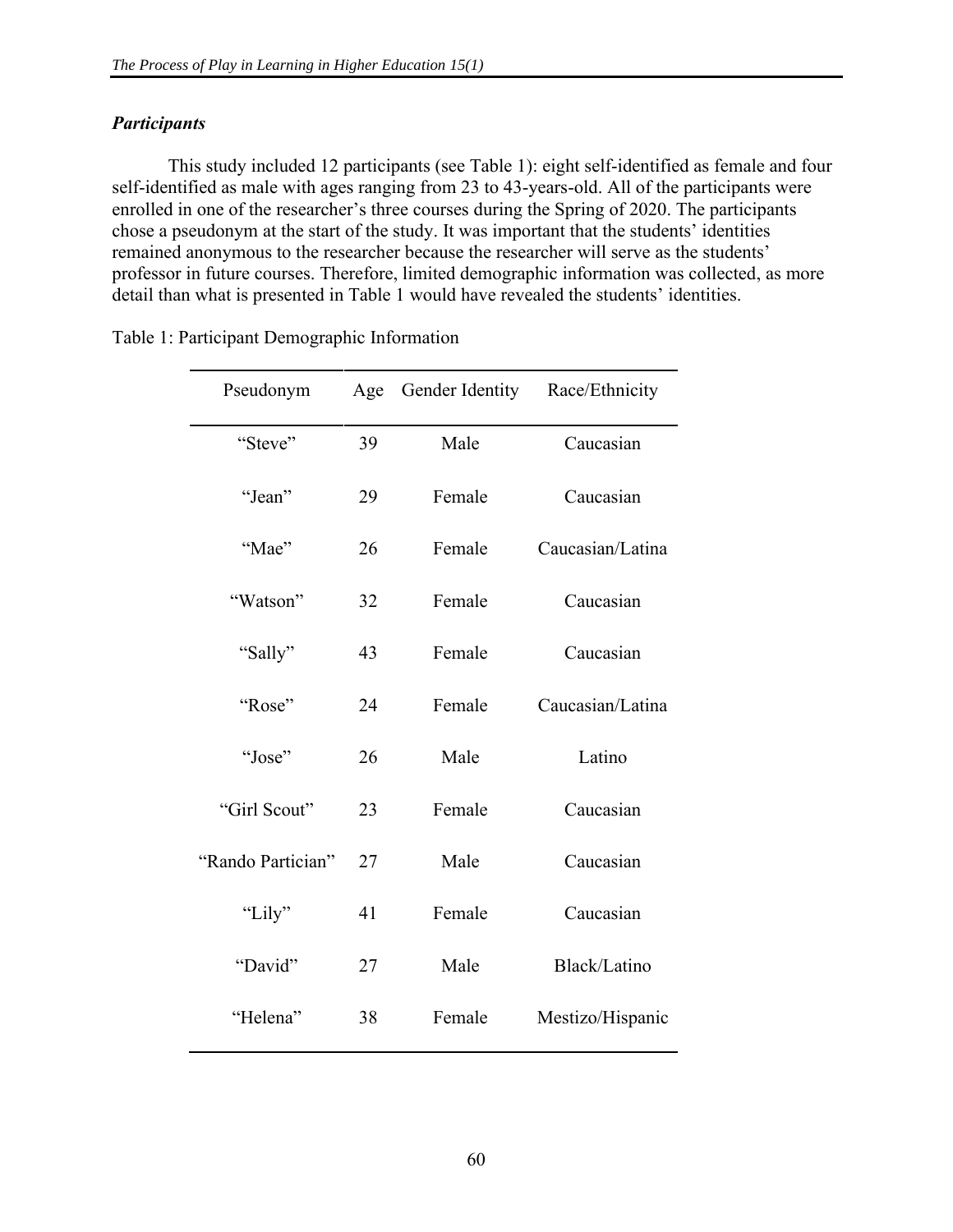### *Participants*

This study included 12 participants (see Table 1): eight self-identified as female and four self-identified as male with ages ranging from 23 to 43-years-old. All of the participants were enrolled in one of the researcher's three courses during the Spring of 2020. The participants chose a pseudonym at the start of the study. It was important that the students' identities remained anonymous to the researcher because the researcher will serve as the students' professor in future courses. Therefore, limited demographic information was collected, as more detail than what is presented in Table 1 would have revealed the students' identities.

Table 1: Participant Demographic Information

| Pseudonym | Age | Gender Identity | Race/Ethnicity |
|---|---|---|---|
| "Steve" | 39 | Male | Caucasian |
| "Jean" | 29 | Female | Caucasian |
| "Mae" | 26 | Female | Caucasian/Latina |
| "Watson" | 32 | Female | Caucasian |
| "Sally" | 43 | Female | Caucasian |
| "Rose" | 24 | Female | Caucasian/Latina |
| "Jose" | 26 | Male | Latino |
| "Girl Scout" | 23 | Female | Caucasian |
| "Rando Partician" | 27 | Male | Caucasian |
| "Lily" | 41 | Female | Caucasian |
| "David" | 27 | Male | Black/Latino |
| "Helena" | 38 | Female | Mestizo/Hispanic |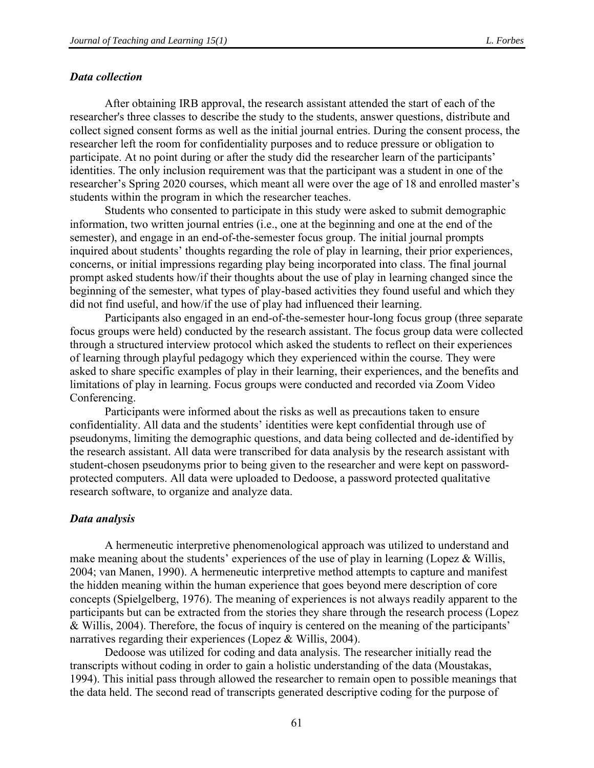### *Data collection*

After obtaining IRB approval, the research assistant attended the start of each of the researcher's three classes to describe the study to the students, answer questions, distribute and collect signed consent forms as well as the initial journal entries. During the consent process, the researcher left the room for confidentiality purposes and to reduce pressure or obligation to participate. At no point during or after the study did the researcher learn of the participants' identities. The only inclusion requirement was that the participant was a student in one of the researcher's Spring 2020 courses, which meant all were over the age of 18 and enrolled master's students within the program in which the researcher teaches.

Students who consented to participate in this study were asked to submit demographic information, two written journal entries (i.e., one at the beginning and one at the end of the semester), and engage in an end-of-the-semester focus group. The initial journal prompts inquired about students' thoughts regarding the role of play in learning, their prior experiences, concerns, or initial impressions regarding play being incorporated into class. The final journal prompt asked students how/if their thoughts about the use of play in learning changed since the beginning of the semester, what types of play-based activities they found useful and which they did not find useful, and how/if the use of play had influenced their learning.

Participants also engaged in an end-of-the-semester hour-long focus group (three separate focus groups were held) conducted by the research assistant. The focus group data were collected through a structured interview protocol which asked the students to reflect on their experiences of learning through playful pedagogy which they experienced within the course. They were asked to share specific examples of play in their learning, their experiences, and the benefits and limitations of play in learning. Focus groups were conducted and recorded via Zoom Video Conferencing.

Participants were informed about the risks as well as precautions taken to ensure confidentiality. All data and the students' identities were kept confidential through use of pseudonyms, limiting the demographic questions, and data being collected and de-identified by the research assistant. All data were transcribed for data analysis by the research assistant with student-chosen pseudonyms prior to being given to the researcher and were kept on password-protected computers. All data were uploaded to Dedoose, a password protected qualitative research software, to organize and analyze data.

### *Data analysis*

A hermeneutic interpretive phenomenological approach was utilized to understand and make meaning about the students' experiences of the use of play in learning (Lopez & Willis, 2004; van Manen, 1990). A hermeneutic interpretive method attempts to capture and manifest the hidden meaning within the human experience that goes beyond mere description of core concepts (Spielgelberg, 1976). The meaning of experiences is not always readily apparent to the participants but can be extracted from the stories they share through the research process (Lopez & Willis, 2004). Therefore, the focus of inquiry is centered on the meaning of the participants' narratives regarding their experiences (Lopez & Willis, 2004).

Dedoose was utilized for coding and data analysis. The researcher initially read the transcripts without coding in order to gain a holistic understanding of the data (Moustakas, 1994). This initial pass through allowed the researcher to remain open to possible meanings that the data held. The second read of transcripts generated descriptive coding for the purpose of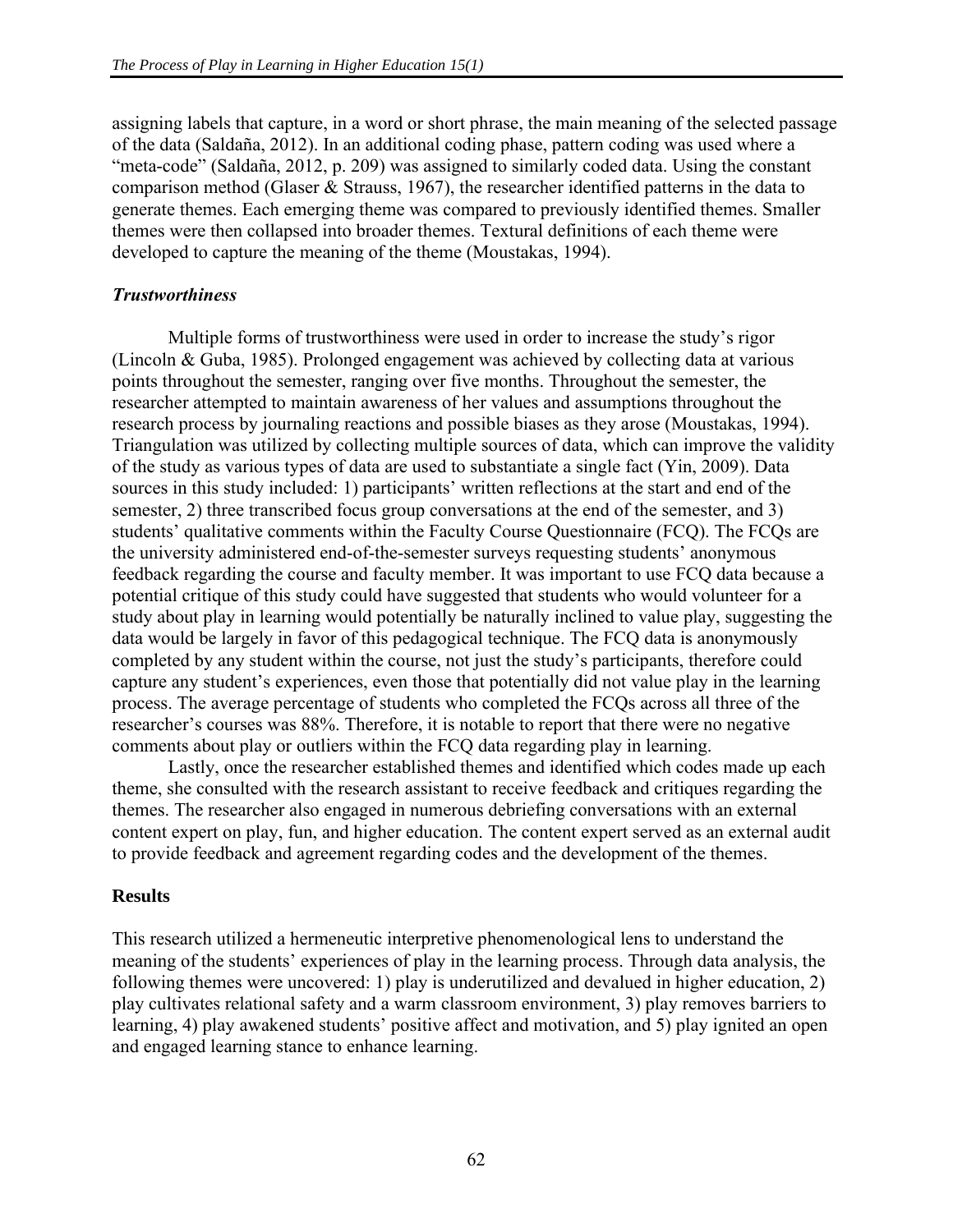assigning labels that capture, in a word or short phrase, the main meaning of the selected passage of the data (Saldaña, 2012). In an additional coding phase, pattern coding was used where a "meta-code" (Saldaña, 2012, p. 209) was assigned to similarly coded data. Using the constant comparison method (Glaser & Strauss, 1967), the researcher identified patterns in the data to generate themes. Each emerging theme was compared to previously identified themes. Smaller themes were then collapsed into broader themes. Textural definitions of each theme were developed to capture the meaning of the theme (Moustakas, 1994).

### *Trustworthiness*

Multiple forms of trustworthiness were used in order to increase the study's rigor (Lincoln & Guba, 1985). Prolonged engagement was achieved by collecting data at various points throughout the semester, ranging over five months. Throughout the semester, the researcher attempted to maintain awareness of her values and assumptions throughout the research process by journaling reactions and possible biases as they arose (Moustakas, 1994). Triangulation was utilized by collecting multiple sources of data, which can improve the validity of the study as various types of data are used to substantiate a single fact (Yin, 2009). Data sources in this study included: 1) participants' written reflections at the start and end of the semester, 2) three transcribed focus group conversations at the end of the semester, and 3) students' qualitative comments within the Faculty Course Questionnaire (FCQ). The FCQs are the university administered end-of-the-semester surveys requesting students' anonymous feedback regarding the course and faculty member. It was important to use FCQ data because a potential critique of this study could have suggested that students who would volunteer for a study about play in learning would potentially be naturally inclined to value play, suggesting the data would be largely in favor of this pedagogical technique. The FCQ data is anonymously completed by any student within the course, not just the study's participants, therefore could capture any student's experiences, even those that potentially did not value play in the learning process. The average percentage of students who completed the FCQs across all three of the researcher's courses was 88%. Therefore, it is notable to report that there were no negative comments about play or outliers within the FCQ data regarding play in learning.

Lastly, once the researcher established themes and identified which codes made up each theme, she consulted with the research assistant to receive feedback and critiques regarding the themes. The researcher also engaged in numerous debriefing conversations with an external content expert on play, fun, and higher education. The content expert served as an external audit to provide feedback and agreement regarding codes and the development of the themes.

## **Results**

This research utilized a hermeneutic interpretive phenomenological lens to understand the meaning of the students' experiences of play in the learning process. Through data analysis, the following themes were uncovered: 1) play is underutilized and devalued in higher education, 2) play cultivates relational safety and a warm classroom environment, 3) play removes barriers to learning, 4) play awakened students' positive affect and motivation, and 5) play ignited an open and engaged learning stance to enhance learning.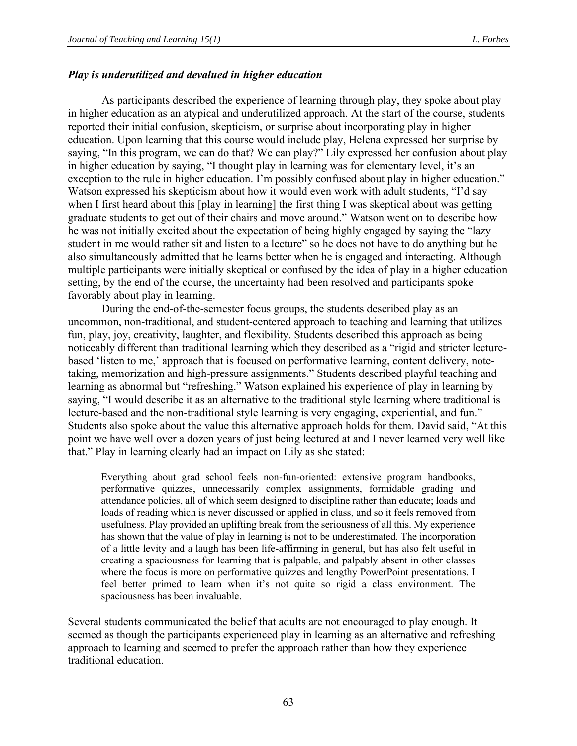### *Play is underutilized and devalued in higher education*

As participants described the experience of learning through play, they spoke about play in higher education as an atypical and underutilized approach. At the start of the course, students reported their initial confusion, skepticism, or surprise about incorporating play in higher education. Upon learning that this course would include play, Helena expressed her surprise by saying, "In this program, we can do that? We can play?" Lily expressed her confusion about play in higher education by saying, "I thought play in learning was for elementary level, it's an exception to the rule in higher education. I'm possibly confused about play in higher education." Watson expressed his skepticism about how it would even work with adult students, "I'd say when I first heard about this [play in learning] the first thing I was skeptical about was getting graduate students to get out of their chairs and move around." Watson went on to describe how he was not initially excited about the expectation of being highly engaged by saying the "lazy student in me would rather sit and listen to a lecture" so he does not have to do anything but he also simultaneously admitted that he learns better when he is engaged and interacting. Although multiple participants were initially skeptical or confused by the idea of play in a higher education setting, by the end of the course, the uncertainty had been resolved and participants spoke favorably about play in learning.

During the end-of-the-semester focus groups, the students described play as an uncommon, non-traditional, and student-centered approach to teaching and learning that utilizes fun, play, joy, creativity, laughter, and flexibility. Students described this approach as being noticeably different than traditional learning which they described as a "rigid and stricter lecture-based 'listen to me,' approach that is focused on performative learning, content delivery, note-taking, memorization and high-pressure assignments." Students described playful teaching and learning as abnormal but "refreshing." Watson explained his experience of play in learning by saying, "I would describe it as an alternative to the traditional style learning where traditional is lecture-based and the non-traditional style learning is very engaging, experiential, and fun." Students also spoke about the value this alternative approach holds for them. David said, "At this point we have well over a dozen years of just being lectured at and I never learned very well like that." Play in learning clearly had an impact on Lily as she stated:

> Everything about grad school feels non-fun-oriented: extensive program handbooks, performative quizzes, unnecessarily complex assignments, formidable grading and attendance policies, all of which seem designed to discipline rather than educate; loads and loads of reading which is never discussed or applied in class, and so it feels removed from usefulness. Play provided an uplifting break from the seriousness of all this. My experience has shown that the value of play in learning is not to be underestimated. The incorporation of a little levity and a laugh has been life-affirming in general, but has also felt useful in creating a spaciousness for learning that is palpable, and palpably absent in other classes where the focus is more on performative quizzes and lengthy PowerPoint presentations. I feel better primed to learn when it's not quite so rigid a class environment. The spaciousness has been invaluable.

Several students communicated the belief that adults are not encouraged to play enough. It seemed as though the participants experienced play in learning as an alternative and refreshing approach to learning and seemed to prefer the approach rather than how they experience traditional education.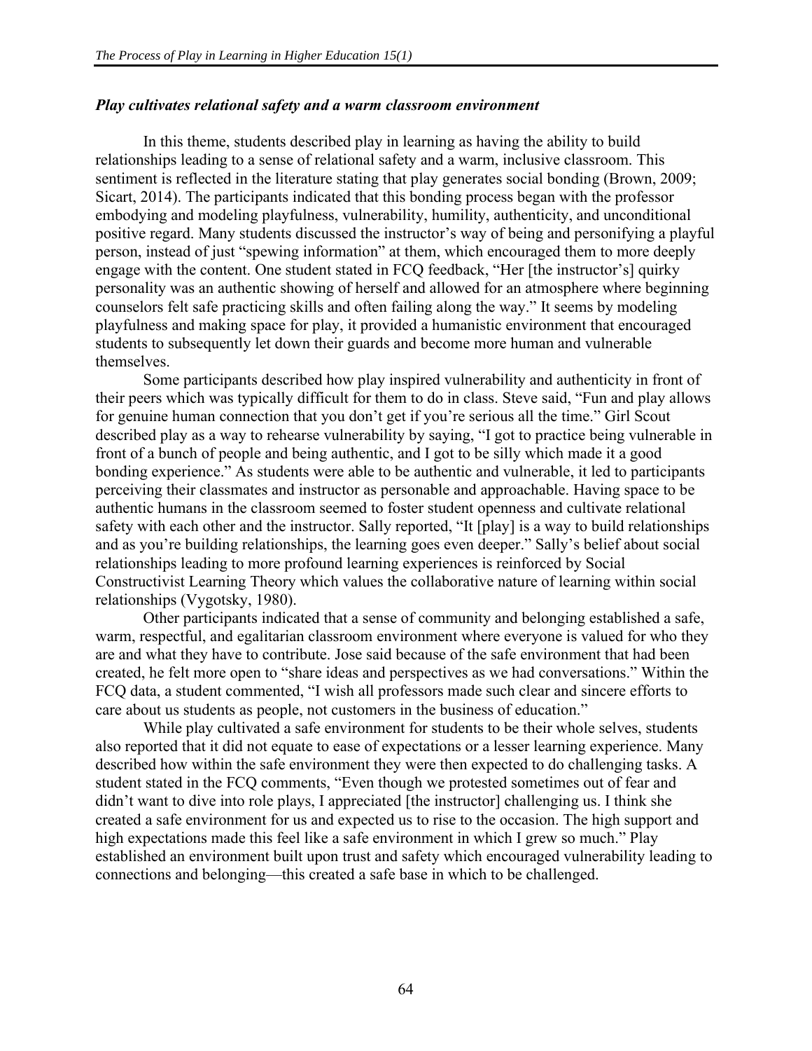### *Play cultivates relational safety and a warm classroom environment*

In this theme, students described play in learning as having the ability to build relationships leading to a sense of relational safety and a warm, inclusive classroom. This sentiment is reflected in the literature stating that play generates social bonding (Brown, 2009; Sicart, 2014). The participants indicated that this bonding process began with the professor embodying and modeling playfulness, vulnerability, humility, authenticity, and unconditional positive regard. Many students discussed the instructor's way of being and personifying a playful person, instead of just "spewing information" at them, which encouraged them to more deeply engage with the content. One student stated in FCQ feedback, "Her [the instructor's] quirky personality was an authentic showing of herself and allowed for an atmosphere where beginning counselors felt safe practicing skills and often failing along the way." It seems by modeling playfulness and making space for play, it provided a humanistic environment that encouraged students to subsequently let down their guards and become more human and vulnerable themselves.

Some participants described how play inspired vulnerability and authenticity in front of their peers which was typically difficult for them to do in class. Steve said, "Fun and play allows for genuine human connection that you don't get if you're serious all the time." Girl Scout described play as a way to rehearse vulnerability by saying, "I got to practice being vulnerable in front of a bunch of people and being authentic, and I got to be silly which made it a good bonding experience." As students were able to be authentic and vulnerable, it led to participants perceiving their classmates and instructor as personable and approachable. Having space to be authentic humans in the classroom seemed to foster student openness and cultivate relational safety with each other and the instructor. Sally reported, "It [play] is a way to build relationships and as you're building relationships, the learning goes even deeper." Sally's belief about social relationships leading to more profound learning experiences is reinforced by Social Constructivist Learning Theory which values the collaborative nature of learning within social relationships (Vygotsky, 1980).

Other participants indicated that a sense of community and belonging established a safe, warm, respectful, and egalitarian classroom environment where everyone is valued for who they are and what they have to contribute. Jose said because of the safe environment that had been created, he felt more open to "share ideas and perspectives as we had conversations." Within the FCQ data, a student commented, "I wish all professors made such clear and sincere efforts to care about us students as people, not customers in the business of education."

While play cultivated a safe environment for students to be their whole selves, students also reported that it did not equate to ease of expectations or a lesser learning experience. Many described how within the safe environment they were then expected to do challenging tasks. A student stated in the FCQ comments, "Even though we protested sometimes out of fear and didn't want to dive into role plays, I appreciated [the instructor] challenging us. I think she created a safe environment for us and expected us to rise to the occasion. The high support and high expectations made this feel like a safe environment in which I grew so much." Play established an environment built upon trust and safety which encouraged vulnerability leading to connections and belonging—this created a safe base in which to be challenged.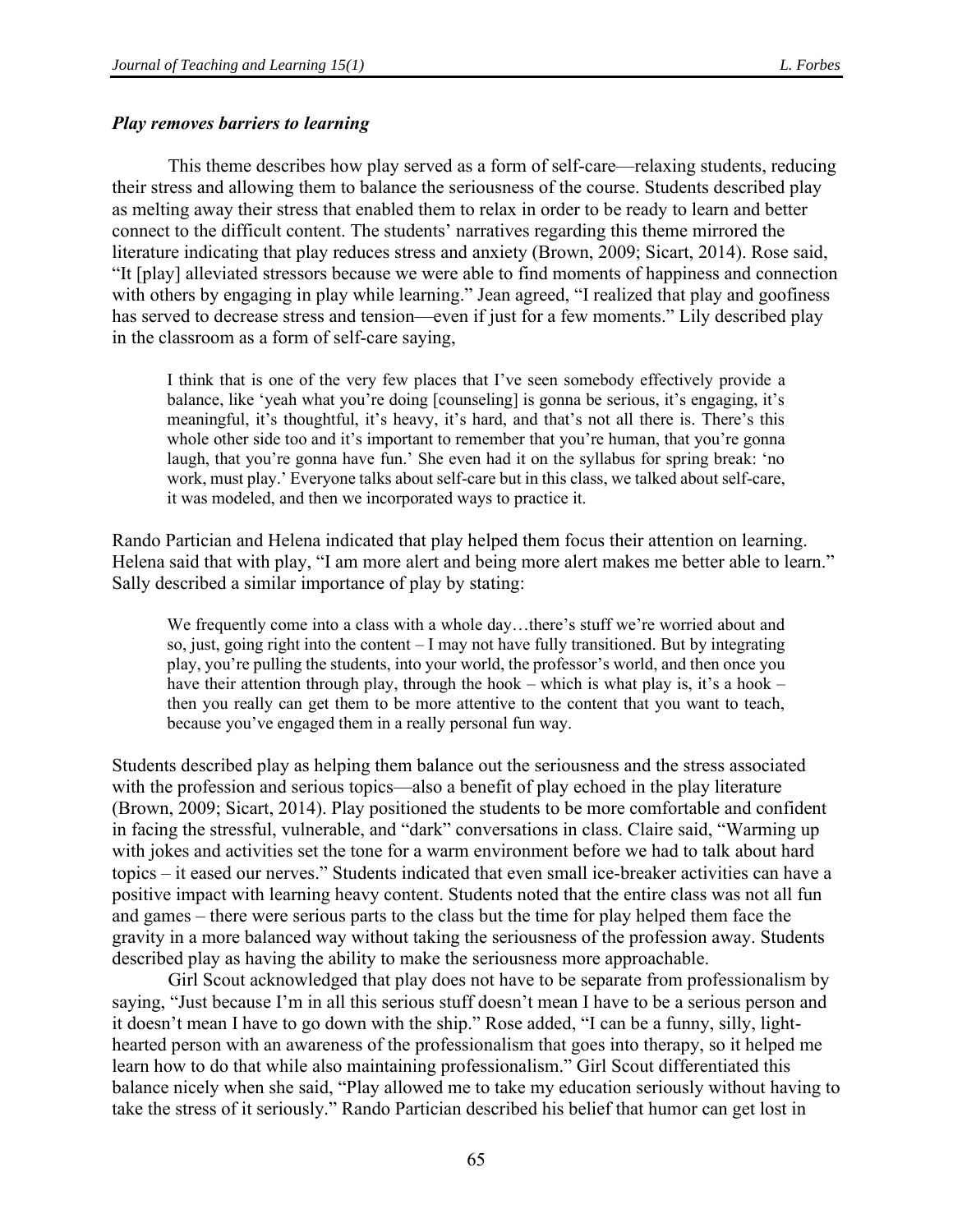***Play removes barriers to learning***

This theme describes how play served as a form of self-care—relaxing students, reducing their stress and allowing them to balance the seriousness of the course. Students described play as melting away their stress that enabled them to relax in order to be ready to learn and better connect to the difficult content. The students' narratives regarding this theme mirrored the literature indicating that play reduces stress and anxiety (Brown, 2009; Sicart, 2014). Rose said, "It [play] alleviated stressors because we were able to find moments of happiness and connection with others by engaging in play while learning." Jean agreed, "I realized that play and goofiness has served to decrease stress and tension—even if just for a few moments." Lily described play in the classroom as a form of self-care saying,

> I think that is one of the very few places that I've seen somebody effectively provide a balance, like 'yeah what you're doing [counseling] is gonna be serious, it's engaging, it's meaningful, it's thoughtful, it's heavy, it's hard, and that's not all there is. There's this whole other side too and it's important to remember that you're human, that you're gonna laugh, that you're gonna have fun.' She even had it on the syllabus for spring break: 'no work, must play.' Everyone talks about self-care but in this class, we talked about self-care, it was modeled, and then we incorporated ways to practice it.

Rando Partician and Helena indicated that play helped them focus their attention on learning. Helena said that with play, "I am more alert and being more alert makes me better able to learn." Sally described a similar importance of play by stating:

> We frequently come into a class with a whole day…there's stuff we're worried about and so, just, going right into the content – I may not have fully transitioned. But by integrating play, you're pulling the students, into your world, the professor's world, and then once you have their attention through play, through the hook – which is what play is, it's a hook – then you really can get them to be more attentive to the content that you want to teach, because you've engaged them in a really personal fun way.

Students described play as helping them balance out the seriousness and the stress associated with the profession and serious topics—also a benefit of play echoed in the play literature (Brown, 2009; Sicart, 2014). Play positioned the students to be more comfortable and confident in facing the stressful, vulnerable, and "dark" conversations in class. Claire said, "Warming up with jokes and activities set the tone for a warm environment before we had to talk about hard topics – it eased our nerves." Students indicated that even small ice-breaker activities can have a positive impact with learning heavy content. Students noted that the entire class was not all fun and games – there were serious parts to the class but the time for play helped them face the gravity in a more balanced way without taking the seriousness of the profession away. Students described play as having the ability to make the seriousness more approachable.

Girl Scout acknowledged that play does not have to be separate from professionalism by saying, "Just because I'm in all this serious stuff doesn't mean I have to be a serious person and it doesn't mean I have to go down with the ship." Rose added, "I can be a funny, silly, light-hearted person with an awareness of the professionalism that goes into therapy, so it helped me learn how to do that while also maintaining professionalism." Girl Scout differentiated this balance nicely when she said, "Play allowed me to take my education seriously without having to take the stress of it seriously." Rando Partician described his belief that humor can get lost in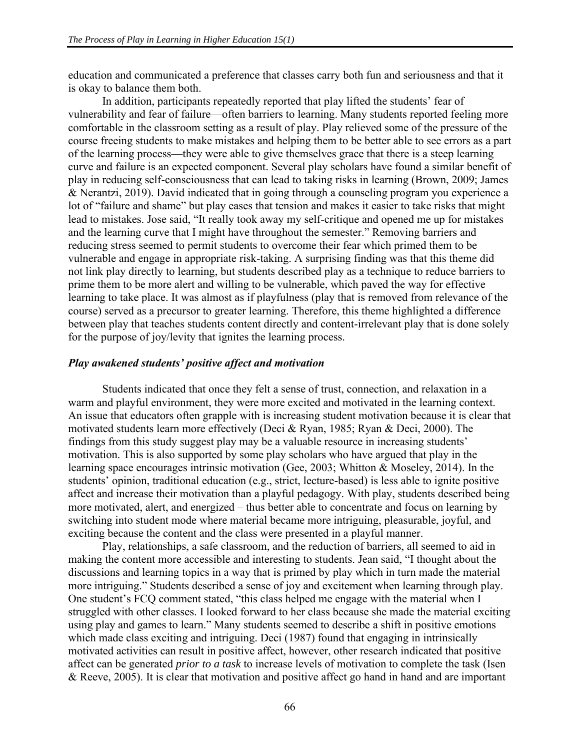education and communicated a preference that classes carry both fun and seriousness and that it is okay to balance them both.

In addition, participants repeatedly reported that play lifted the students' fear of vulnerability and fear of failure—often barriers to learning. Many students reported feeling more comfortable in the classroom setting as a result of play. Play relieved some of the pressure of the course freeing students to make mistakes and helping them to be better able to see errors as a part of the learning process—they were able to give themselves grace that there is a steep learning curve and failure is an expected component. Several play scholars have found a similar benefit of play in reducing self-consciousness that can lead to taking risks in learning (Brown, 2009; James & Nerantzi, 2019). David indicated that in going through a counseling program you experience a lot of "failure and shame" but play eases that tension and makes it easier to take risks that might lead to mistakes. Jose said, "It really took away my self-critique and opened me up for mistakes and the learning curve that I might have throughout the semester." Removing barriers and reducing stress seemed to permit students to overcome their fear which primed them to be vulnerable and engage in appropriate risk-taking. A surprising finding was that this theme did not link play directly to learning, but students described play as a technique to reduce barriers to prime them to be more alert and willing to be vulnerable, which paved the way for effective learning to take place. It was almost as if playfulness (play that is removed from relevance of the course) served as a precursor to greater learning. Therefore, this theme highlighted a difference between play that teaches students content directly and content-irrelevant play that is done solely for the purpose of joy/levity that ignites the learning process.

### *Play awakened students' positive affect and motivation*

Students indicated that once they felt a sense of trust, connection, and relaxation in a warm and playful environment, they were more excited and motivated in the learning context. An issue that educators often grapple with is increasing student motivation because it is clear that motivated students learn more effectively (Deci & Ryan, 1985; Ryan & Deci, 2000). The findings from this study suggest play may be a valuable resource in increasing students' motivation. This is also supported by some play scholars who have argued that play in the learning space encourages intrinsic motivation (Gee, 2003; Whitton & Moseley, 2014). In the students' opinion, traditional education (e.g., strict, lecture-based) is less able to ignite positive affect and increase their motivation than a playful pedagogy. With play, students described being more motivated, alert, and energized – thus better able to concentrate and focus on learning by switching into student mode where material became more intriguing, pleasurable, joyful, and exciting because the content and the class were presented in a playful manner.

Play, relationships, a safe classroom, and the reduction of barriers, all seemed to aid in making the content more accessible and interesting to students. Jean said, "I thought about the discussions and learning topics in a way that is primed by play which in turn made the material more intriguing." Students described a sense of joy and excitement when learning through play. One student's FCQ comment stated, "this class helped me engage with the material when I struggled with other classes. I looked forward to her class because she made the material exciting using play and games to learn." Many students seemed to describe a shift in positive emotions which made class exciting and intriguing. Deci (1987) found that engaging in intrinsically motivated activities can result in positive affect, however, other research indicated that positive affect can be generated *prior to a task* to increase levels of motivation to complete the task (Isen & Reeve, 2005). It is clear that motivation and positive affect go hand in hand and are important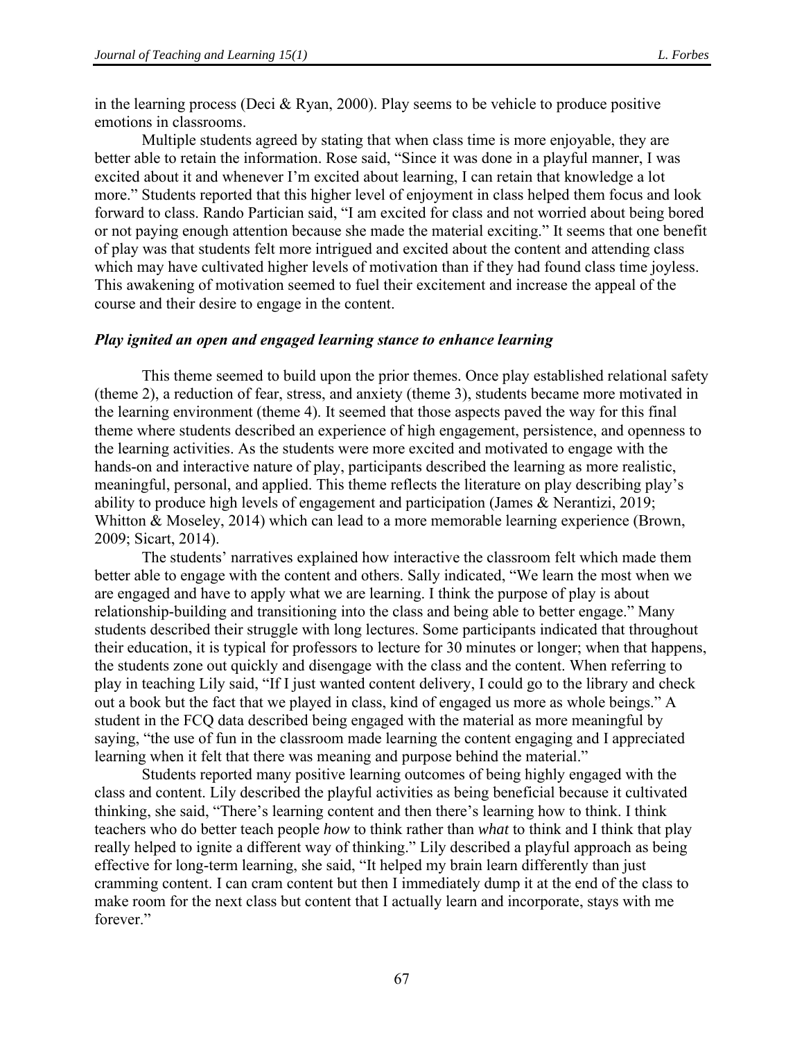in the learning process (Deci & Ryan, 2000). Play seems to be vehicle to produce positive emotions in classrooms.

Multiple students agreed by stating that when class time is more enjoyable, they are better able to retain the information. Rose said, "Since it was done in a playful manner, I was excited about it and whenever I'm excited about learning, I can retain that knowledge a lot more." Students reported that this higher level of enjoyment in class helped them focus and look forward to class. Rando Partician said, "I am excited for class and not worried about being bored or not paying enough attention because she made the material exciting." It seems that one benefit of play was that students felt more intrigued and excited about the content and attending class which may have cultivated higher levels of motivation than if they had found class time joyless. This awakening of motivation seemed to fuel their excitement and increase the appeal of the course and their desire to engage in the content.

### *Play ignited an open and engaged learning stance to enhance learning*

This theme seemed to build upon the prior themes. Once play established relational safety (theme 2), a reduction of fear, stress, and anxiety (theme 3), students became more motivated in the learning environment (theme 4). It seemed that those aspects paved the way for this final theme where students described an experience of high engagement, persistence, and openness to the learning activities. As the students were more excited and motivated to engage with the hands-on and interactive nature of play, participants described the learning as more realistic, meaningful, personal, and applied. This theme reflects the literature on play describing play's ability to produce high levels of engagement and participation (James & Nerantizi, 2019; Whitton & Moseley, 2014) which can lead to a more memorable learning experience (Brown, 2009; Sicart, 2014).

The students' narratives explained how interactive the classroom felt which made them better able to engage with the content and others. Sally indicated, "We learn the most when we are engaged and have to apply what we are learning. I think the purpose of play is about relationship-building and transitioning into the class and being able to better engage." Many students described their struggle with long lectures. Some participants indicated that throughout their education, it is typical for professors to lecture for 30 minutes or longer; when that happens, the students zone out quickly and disengage with the class and the content. When referring to play in teaching Lily said, "If I just wanted content delivery, I could go to the library and check out a book but the fact that we played in class, kind of engaged us more as whole beings." A student in the FCQ data described being engaged with the material as more meaningful by saying, "the use of fun in the classroom made learning the content engaging and I appreciated learning when it felt that there was meaning and purpose behind the material."

Students reported many positive learning outcomes of being highly engaged with the class and content. Lily described the playful activities as being beneficial because it cultivated thinking, she said, "There's learning content and then there's learning how to think. I think teachers who do better teach people *how* to think rather than *what* to think and I think that play really helped to ignite a different way of thinking." Lily described a playful approach as being effective for long-term learning, she said, "It helped my brain learn differently than just cramming content. I can cram content but then I immediately dump it at the end of the class to make room for the next class but content that I actually learn and incorporate, stays with me forever."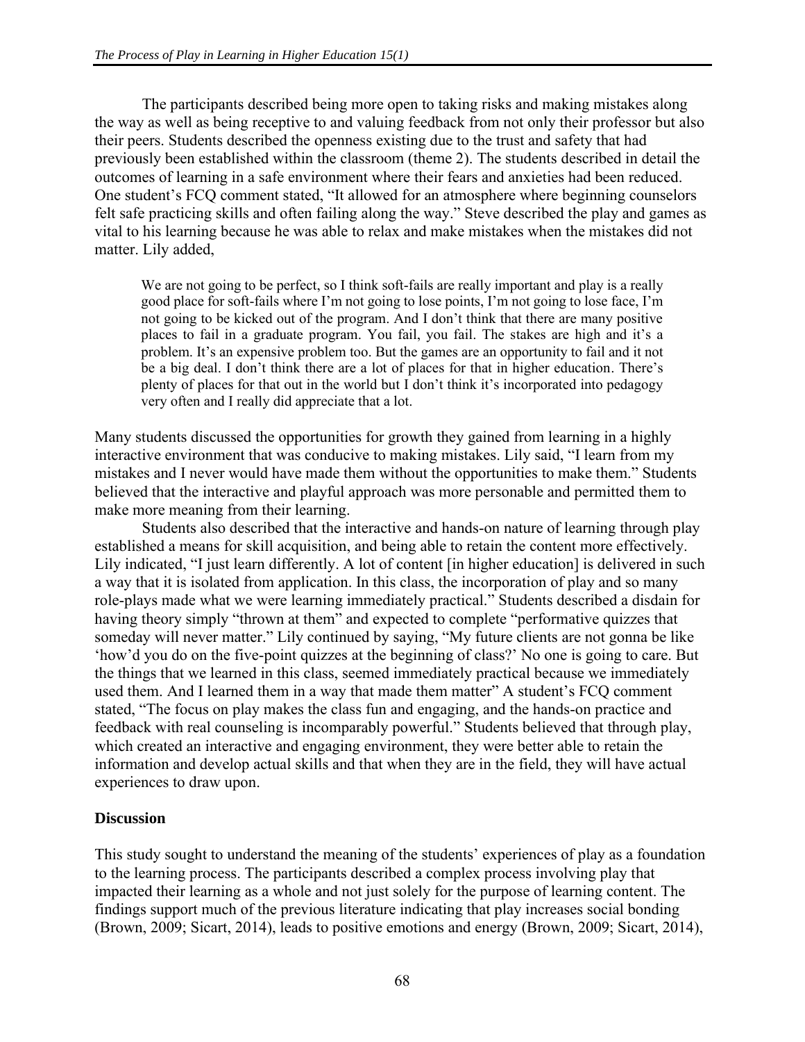The participants described being more open to taking risks and making mistakes along the way as well as being receptive to and valuing feedback from not only their professor but also their peers. Students described the openness existing due to the trust and safety that had previously been established within the classroom (theme 2). The students described in detail the outcomes of learning in a safe environment where their fears and anxieties had been reduced. One student's FCQ comment stated, "It allowed for an atmosphere where beginning counselors felt safe practicing skills and often failing along the way." Steve described the play and games as vital to his learning because he was able to relax and make mistakes when the mistakes did not matter. Lily added,

> We are not going to be perfect, so I think soft-fails are really important and play is a really good place for soft-fails where I'm not going to lose points, I'm not going to lose face, I'm not going to be kicked out of the program. And I don't think that there are many positive places to fail in a graduate program. You fail, you fail. The stakes are high and it's a problem. It's an expensive problem too. But the games are an opportunity to fail and it not be a big deal. I don't think there are a lot of places for that in higher education. There's plenty of places for that out in the world but I don't think it's incorporated into pedagogy very often and I really did appreciate that a lot.

Many students discussed the opportunities for growth they gained from learning in a highly interactive environment that was conducive to making mistakes. Lily said, "I learn from my mistakes and I never would have made them without the opportunities to make them." Students believed that the interactive and playful approach was more personable and permitted them to make more meaning from their learning.

Students also described that the interactive and hands-on nature of learning through play established a means for skill acquisition, and being able to retain the content more effectively. Lily indicated, "I just learn differently. A lot of content [in higher education] is delivered in such a way that it is isolated from application. In this class, the incorporation of play and so many role-plays made what we were learning immediately practical." Students described a disdain for having theory simply "thrown at them" and expected to complete "performative quizzes that someday will never matter." Lily continued by saying, "My future clients are not gonna be like 'how'd you do on the five-point quizzes at the beginning of class?' No one is going to care. But the things that we learned in this class, seemed immediately practical because we immediately used them. And I learned them in a way that made them matter" A student's FCQ comment stated, "The focus on play makes the class fun and engaging, and the hands-on practice and feedback with real counseling is incomparably powerful." Students believed that through play, which created an interactive and engaging environment, they were better able to retain the information and develop actual skills and that when they are in the field, they will have actual experiences to draw upon.

## Discussion

This study sought to understand the meaning of the students' experiences of play as a foundation to the learning process. The participants described a complex process involving play that impacted their learning as a whole and not just solely for the purpose of learning content. The findings support much of the previous literature indicating that play increases social bonding (Brown, 2009; Sicart, 2014), leads to positive emotions and energy (Brown, 2009; Sicart, 2014),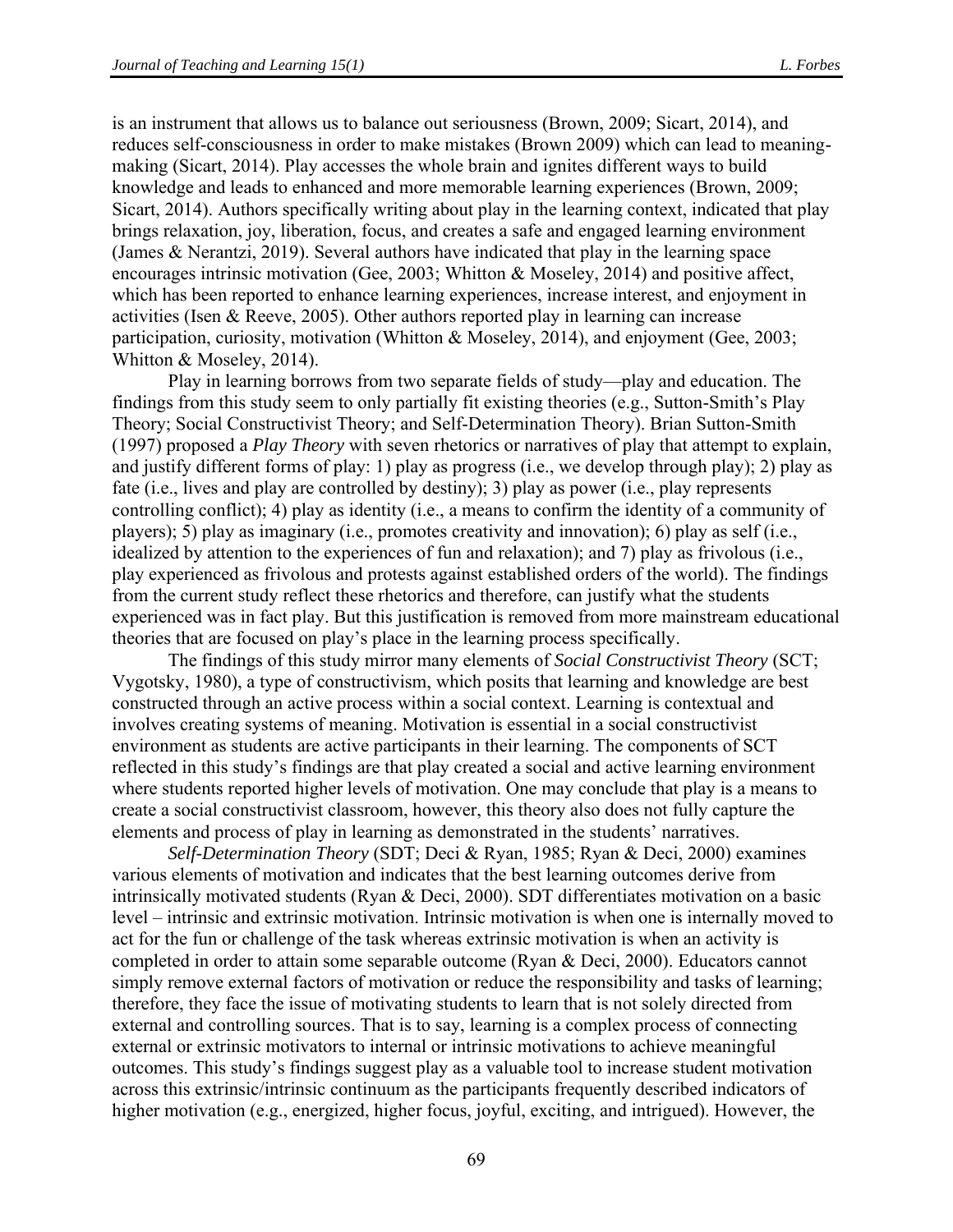is an instrument that allows us to balance out seriousness (Brown, 2009; Sicart, 2014), and reduces self-consciousness in order to make mistakes (Brown 2009) which can lead to meaning-making (Sicart, 2014). Play accesses the whole brain and ignites different ways to build knowledge and leads to enhanced and more memorable learning experiences (Brown, 2009; Sicart, 2014). Authors specifically writing about play in the learning context, indicated that play brings relaxation, joy, liberation, focus, and creates a safe and engaged learning environment (James & Nerantzi, 2019). Several authors have indicated that play in the learning space encourages intrinsic motivation (Gee, 2003; Whitton & Moseley, 2014) and positive affect, which has been reported to enhance learning experiences, increase interest, and enjoyment in activities (Isen & Reeve, 2005). Other authors reported play in learning can increase participation, curiosity, motivation (Whitton & Moseley, 2014), and enjoyment (Gee, 2003; Whitton & Moseley, 2014).

Play in learning borrows from two separate fields of study—play and education. The findings from this study seem to only partially fit existing theories (e.g., Sutton-Smith's Play Theory; Social Constructivist Theory; and Self-Determination Theory). Brian Sutton-Smith (1997) proposed a *Play Theory* with seven rhetorics or narratives of play that attempt to explain, and justify different forms of play: 1) play as progress (i.e., we develop through play); 2) play as fate (i.e., lives and play are controlled by destiny); 3) play as power (i.e., play represents controlling conflict); 4) play as identity (i.e., a means to confirm the identity of a community of players); 5) play as imaginary (i.e., promotes creativity and innovation); 6) play as self (i.e., idealized by attention to the experiences of fun and relaxation); and 7) play as frivolous (i.e., play experienced as frivolous and protests against established orders of the world). The findings from the current study reflect these rhetorics and therefore, can justify what the students experienced was in fact play. But this justification is removed from more mainstream educational theories that are focused on play's place in the learning process specifically.

The findings of this study mirror many elements of *Social Constructivist Theory* (SCT; Vygotsky, 1980), a type of constructivism, which posits that learning and knowledge are best constructed through an active process within a social context. Learning is contextual and involves creating systems of meaning. Motivation is essential in a social constructivist environment as students are active participants in their learning. The components of SCT reflected in this study's findings are that play created a social and active learning environment where students reported higher levels of motivation. One may conclude that play is a means to create a social constructivist classroom, however, this theory also does not fully capture the elements and process of play in learning as demonstrated in the students' narratives.

*Self-Determination Theory* (SDT; Deci & Ryan, 1985; Ryan & Deci, 2000) examines various elements of motivation and indicates that the best learning outcomes derive from intrinsically motivated students (Ryan & Deci, 2000). SDT differentiates motivation on a basic level – intrinsic and extrinsic motivation. Intrinsic motivation is when one is internally moved to act for the fun or challenge of the task whereas extrinsic motivation is when an activity is completed in order to attain some separable outcome (Ryan & Deci, 2000). Educators cannot simply remove external factors of motivation or reduce the responsibility and tasks of learning; therefore, they face the issue of motivating students to learn that is not solely directed from external and controlling sources. That is to say, learning is a complex process of connecting external or extrinsic motivators to internal or intrinsic motivations to achieve meaningful outcomes. This study's findings suggest play as a valuable tool to increase student motivation across this extrinsic/intrinsic continuum as the participants frequently described indicators of higher motivation (e.g., energized, higher focus, joyful, exciting, and intrigued). However, the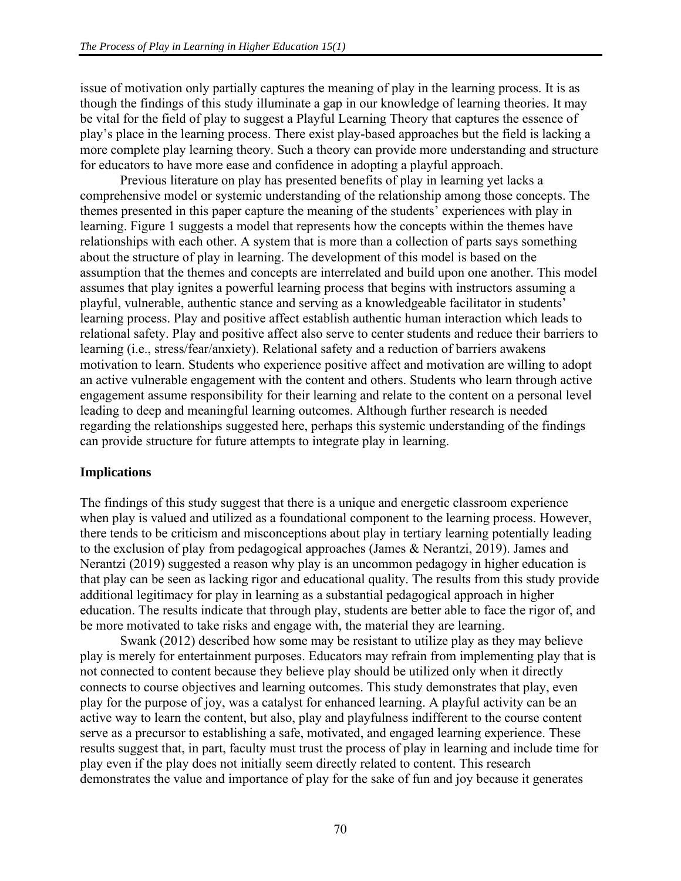issue of motivation only partially captures the meaning of play in the learning process. It is as though the findings of this study illuminate a gap in our knowledge of learning theories. It may be vital for the field of play to suggest a Playful Learning Theory that captures the essence of play's place in the learning process. There exist play-based approaches but the field is lacking a more complete play learning theory. Such a theory can provide more understanding and structure for educators to have more ease and confidence in adopting a playful approach.

Previous literature on play has presented benefits of play in learning yet lacks a comprehensive model or systemic understanding of the relationship among those concepts. The themes presented in this paper capture the meaning of the students' experiences with play in learning. Figure 1 suggests a model that represents how the concepts within the themes have relationships with each other. A system that is more than a collection of parts says something about the structure of play in learning. The development of this model is based on the assumption that the themes and concepts are interrelated and build upon one another. This model assumes that play ignites a powerful learning process that begins with instructors assuming a playful, vulnerable, authentic stance and serving as a knowledgeable facilitator in students' learning process. Play and positive affect establish authentic human interaction which leads to relational safety. Play and positive affect also serve to center students and reduce their barriers to learning (i.e., stress/fear/anxiety). Relational safety and a reduction of barriers awakens motivation to learn. Students who experience positive affect and motivation are willing to adopt an active vulnerable engagement with the content and others. Students who learn through active engagement assume responsibility for their learning and relate to the content on a personal level leading to deep and meaningful learning outcomes. Although further research is needed regarding the relationships suggested here, perhaps this systemic understanding of the findings can provide structure for future attempts to integrate play in learning.

## Implications

The findings of this study suggest that there is a unique and energetic classroom experience when play is valued and utilized as a foundational component to the learning process. However, there tends to be criticism and misconceptions about play in tertiary learning potentially leading to the exclusion of play from pedagogical approaches (James & Nerantzi, 2019). James and Nerantzi (2019) suggested a reason why play is an uncommon pedagogy in higher education is that play can be seen as lacking rigor and educational quality. The results from this study provide additional legitimacy for play in learning as a substantial pedagogical approach in higher education. The results indicate that through play, students are better able to face the rigor of, and be more motivated to take risks and engage with, the material they are learning.

Swank (2012) described how some may be resistant to utilize play as they may believe play is merely for entertainment purposes. Educators may refrain from implementing play that is not connected to content because they believe play should be utilized only when it directly connects to course objectives and learning outcomes. This study demonstrates that play, even play for the purpose of joy, was a catalyst for enhanced learning. A playful activity can be an active way to learn the content, but also, play and playfulness indifferent to the course content serve as a precursor to establishing a safe, motivated, and engaged learning experience. These results suggest that, in part, faculty must trust the process of play in learning and include time for play even if the play does not initially seem directly related to content. This research demonstrates the value and importance of play for the sake of fun and joy because it generates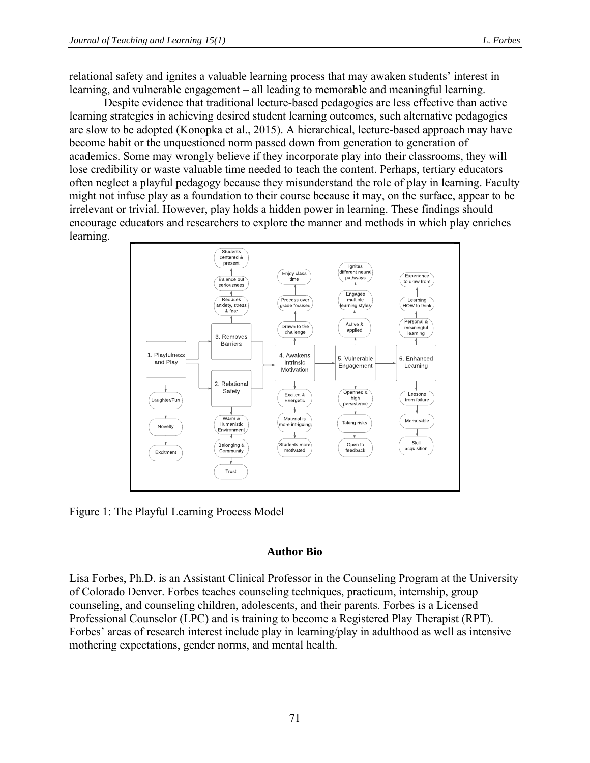relational safety and ignites a valuable learning process that may awaken students' interest in learning, and vulnerable engagement – all leading to memorable and meaningful learning.

Despite evidence that traditional lecture-based pedagogies are less effective than active learning strategies in achieving desired student learning outcomes, such alternative pedagogies are slow to be adopted (Konopka et al., 2015). A hierarchical, lecture-based approach may have become habit or the unquestioned norm passed down from generation to generation of academics. Some may wrongly believe if they incorporate play into their classrooms, they will lose credibility or waste valuable time needed to teach the content. Perhaps, tertiary educators often neglect a playful pedagogy because they misunderstand the role of play in learning. Faculty might not infuse play as a foundation to their course because it may, on the surface, appear to be irrelevant or trivial. However, play holds a hidden power in learning. These findings should encourage educators and researchers to explore the manner and methods in which play enriches learning.

Figure 1: The Playful Learning Process Model

## Author Bio

Lisa Forbes, Ph.D. is an Assistant Clinical Professor in the Counseling Program at the University of Colorado Denver. Forbes teaches counseling techniques, practicum, internship, group counseling, and counseling children, adolescents, and their parents. Forbes is a Licensed Professional Counselor (LPC) and is training to become a Registered Play Therapist (RPT). Forbes' areas of research interest include play in learning/play in adulthood as well as intensive mothering expectations, gender norms, and mental health.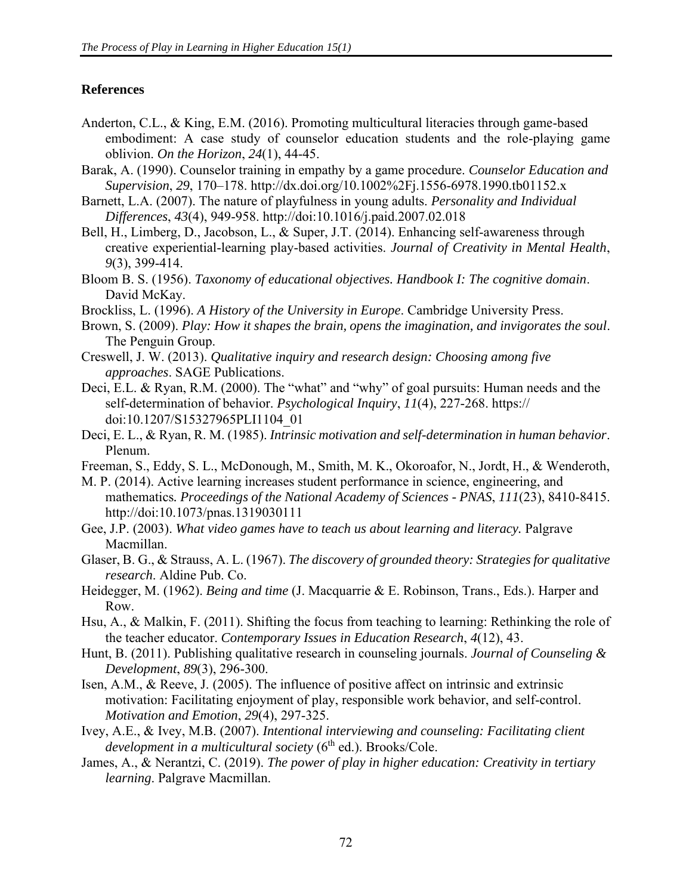## References

Anderton, C.L., & King, E.M. (2016). Promoting multicultural literacies through game-based embodiment: A case study of counselor education students and the role-playing game oblivion. *On the Horizon*, *24*(1), 44-45.

Barak, A. (1990). Counselor training in empathy by a game procedure. *Counselor Education and Supervision*, *29*, 170–178. http://dx.doi.org/10.1002%2Fj.1556-6978.1990.tb01152.x

Barnett, L.A. (2007). The nature of playfulness in young adults. *Personality and Individual Differences*, *43*(4), 949-958. http://doi:10.1016/j.paid.2007.02.018

Bell, H., Limberg, D., Jacobson, L., & Super, J.T. (2014). Enhancing self-awareness through creative experiential-learning play-based activities. *Journal of Creativity in Mental Health*, *9*(3), 399-414.

Bloom B. S. (1956). *Taxonomy of educational objectives. Handbook I: The cognitive domain*. David McKay.

Brockliss, L. (1996). *A History of the University in Europe*. Cambridge University Press.

Brown, S. (2009). *Play: How it shapes the brain, opens the imagination, and invigorates the soul*. The Penguin Group.

Creswell, J. W. (2013). *Qualitative inquiry and research design: Choosing among five approaches*. SAGE Publications.

Deci, E.L. & Ryan, R.M. (2000). The "what" and "why" of goal pursuits: Human needs and the self-determination of behavior. *Psychological Inquiry*, *11*(4), 227-268. https:// doi:10.1207/S15327965PLI1104_01

Deci, E. L., & Ryan, R. M. (1985). *Intrinsic motivation and self-determination in human behavior*. Plenum.

Freeman, S., Eddy, S. L., McDonough, M., Smith, M. K., Okoroafor, N., Jordt, H., & Wenderoth, M. P. (2014). Active learning increases student performance in science, engineering, and mathematics. *Proceedings of the National Academy of Sciences - PNAS*, *111*(23), 8410-8415. http://doi:10.1073/pnas.1319030111

Gee, J.P. (2003). *What video games have to teach us about learning and literacy.* Palgrave Macmillan.

Glaser, B. G., & Strauss, A. L. (1967). *The discovery of grounded theory: Strategies for qualitative research*. Aldine Pub. Co.

Heidegger, M. (1962). *Being and time* (J. Macquarrie & E. Robinson, Trans., Eds.). Harper and Row.

Hsu, A., & Malkin, F. (2011). Shifting the focus from teaching to learning: Rethinking the role of the teacher educator. *Contemporary Issues in Education Research*, *4*(12), 43.

Hunt, B. (2011). Publishing qualitative research in counseling journals. *Journal of Counseling & Development*, *89*(3), 296-300.

Isen, A.M., & Reeve, J. (2005). The influence of positive affect on intrinsic and extrinsic motivation: Facilitating enjoyment of play, responsible work behavior, and self-control. *Motivation and Emotion*, *29*(4), 297-325.

Ivey, A.E., & Ivey, M.B. (2007). *Intentional interviewing and counseling: Facilitating client development in a multicultural society* (6th ed.). Brooks/Cole.

James, A., & Nerantzi, C. (2019). *The power of play in higher education: Creativity in tertiary learning*. Palgrave Macmillan.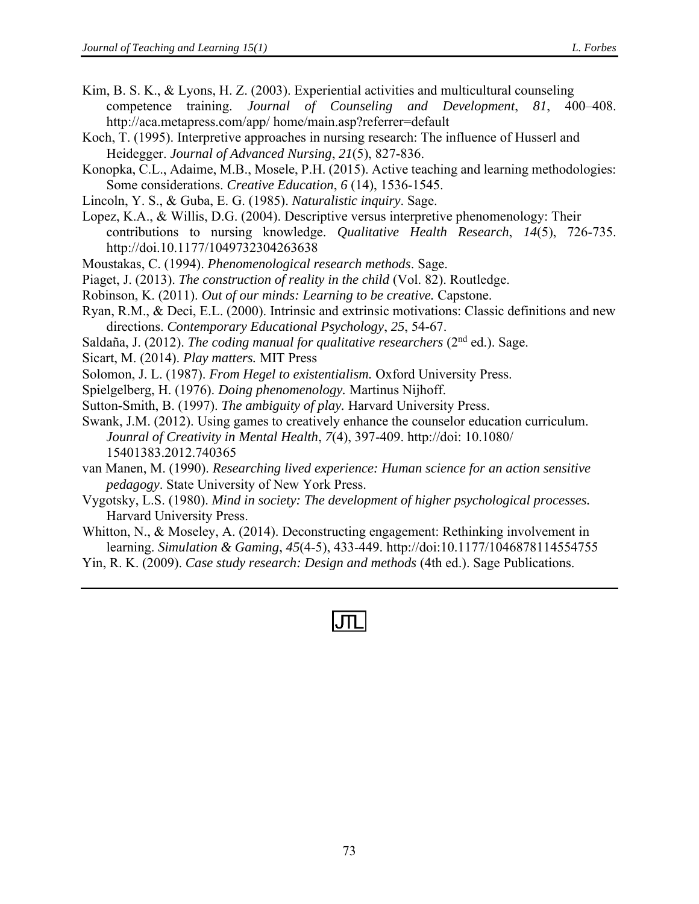Kim, B. S. K., & Lyons, H. Z. (2003). Experiential activities and multicultural counseling competence training. *Journal of Counseling and Development*, *81*, 400–408. http://aca.metapress.com/app/ home/main.asp?referrer=default

Koch, T. (1995). Interpretive approaches in nursing research: The influence of Husserl and Heidegger. *Journal of Advanced Nursing*, *21*(5), 827-836.

Konopka, C.L., Adaime, M.B., Mosele, P.H. (2015). Active teaching and learning methodologies: Some considerations. *Creative Education*, *6* (14), 1536-1545.

Lincoln, Y. S., & Guba, E. G. (1985). *Naturalistic inquiry*. Sage.

Lopez, K.A., & Willis, D.G. (2004). Descriptive versus interpretive phenomenology: Their contributions to nursing knowledge. *Qualitative Health Research*, *14*(5), 726-735. http://doi.10.1177/1049732304263638

Moustakas, C. (1994). *Phenomenological research methods*. Sage.

Piaget, J. (2013). *The construction of reality in the child* (Vol. 82). Routledge.

Robinson, K. (2011). *Out of our minds: Learning to be creative.* Capstone.

Ryan, R.M., & Deci, E.L. (2000). Intrinsic and extrinsic motivations: Classic definitions and new directions. *Contemporary Educational Psychology*, *25*, 54-67.

Saldaña, J. (2012). *The coding manual for qualitative researchers* (2nd ed.). Sage.

Sicart, M. (2014). *Play matters.* MIT Press

Solomon, J. L. (1987). *From Hegel to existentialism.* Oxford University Press.

Spielgelberg, H. (1976). *Doing phenomenology.* Martinus Nijhoff.

Sutton-Smith, B. (1997). *The ambiguity of play.* Harvard University Press.

Swank, J.M. (2012). Using games to creatively enhance the counselor education curriculum. *Jounral of Creativity in Mental Health*, *7*(4), 397-409. http://doi: 10.1080/ 15401383.2012.740365

van Manen, M. (1990). *Researching lived experience: Human science for an action sensitive pedagogy*. State University of New York Press.

Vygotsky, L.S. (1980). *Mind in society: The development of higher psychological processes.* Harvard University Press.

Whitton, N., & Moseley, A. (2014). Deconstructing engagement: Rethinking involvement in learning. *Simulation & Gaming*, *45*(4-5), 433-449. http://doi:10.1177/1046878114554755

Yin, R. K. (2009). *Case study research: Design and methods* (4th ed.). Sage Publications.

JTL